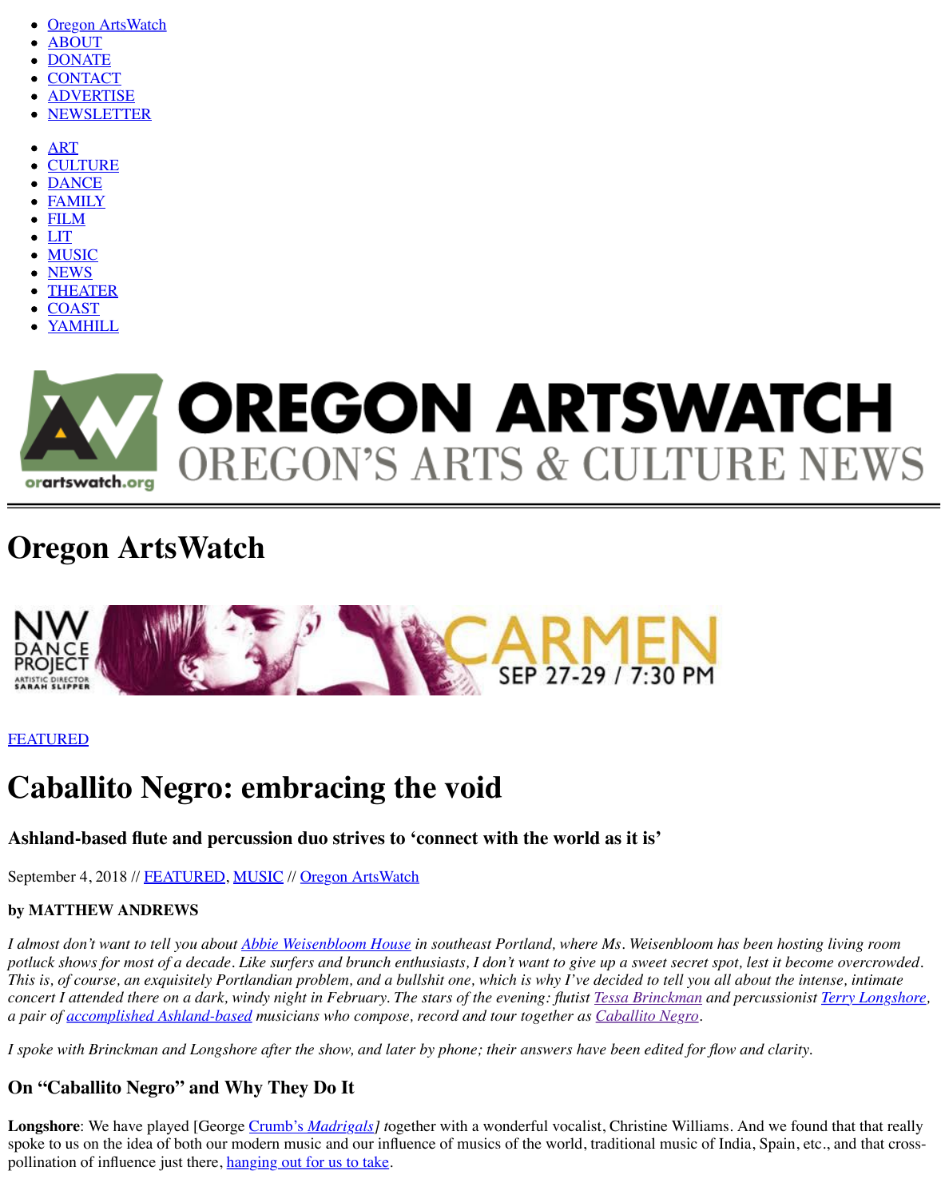- Oregon ArtsWatch
- ABOUT
- DONATE
- CONTACT
- ADVERTISE
- NEWSLETTER

- ART
- CULTURE
- DANCE
- FAMILY
- FILM
- LIT
- MUSIC
- NEWS
- THEATER
- COAST
- YAMHILL

# Oregon ArtsWatch

FEATURED

# Caballito Negro: embracing the void

### Ashland-based flute and percussion duo strives to 'connect with the world as it is'

September 4, 2018 // FEATURED, MUSIC // Oregon ArtsWatch

**by MATTHEW ANDREWS**

*I almost don't want to tell you about Abbie Weisenbloom House in southeast Portland, where Ms. Weisenbloom has been hosting living room potluck shows for most of a decade. Like surfers and brunch enthusiasts, I don't want to give up a sweet secret spot, lest it become overcrowded. This is, of course, an exquisitely Portlandian problem, and a bullshit one, which is why I've decided to tell you all about the intense, intimate concert I attended there on a dark, windy night in February. The stars of the evening: flutist Tessa Brinckman and percussionist Terry Longshore, a pair of accomplished Ashland-based musicians who compose, record and tour together as Caballito Negro.*

*I spoke with Brinckman and Longshore after the show, and later by phone; their answers have been edited for flow and clarity.*

### On "Caballito Negro" and Why They Do It

**Longshore**: We have played [George Crumb's *Madrigals*] together with a wonderful vocalist, Christine Williams. And we found that that really spoke to us on the idea of both our modern music and our influence of musics of the world, traditional music of India, Spain, etc., and that cross-pollination of influence just there, hanging out for us to take.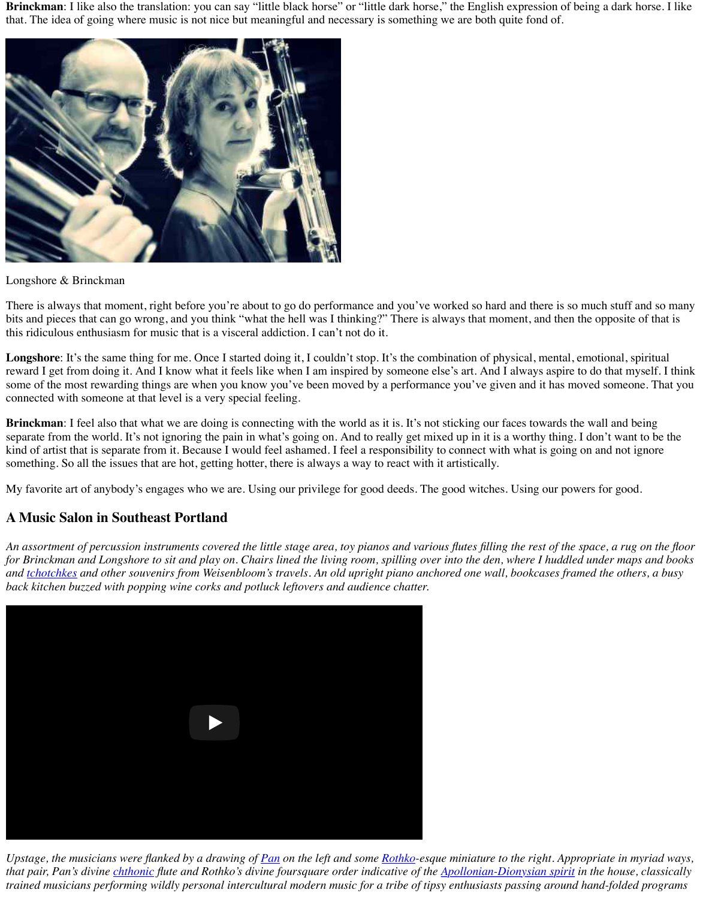**Brinckman**: I like also the translation: you can say "little black horse" or "little dark horse," the English expression of being a dark horse. I like that. The idea of going where music is not nice but meaningful and necessary is something we are both quite fond of.

Longshore & Brinckman

There is always that moment, right before you're about to go do performance and you've worked so hard and there is so much stuff and so many bits and pieces that can go wrong, and you think "what the hell was I thinking?" There is always that moment, and then the opposite of that is this ridiculous enthusiasm for music that is a visceral addiction. I can't not do it.

**Longshore**: It's the same thing for me. Once I started doing it, I couldn't stop. It's the combination of physical, mental, emotional, spiritual reward I get from doing it. And I know what it feels like when I am inspired by someone else's art. And I always aspire to do that myself. I think some of the most rewarding things are when you know you've been moved by a performance you've given and it has moved someone. That you connected with someone at that level is a very special feeling.

**Brinckman**: I feel also that what we are doing is connecting with the world as it is. It's not sticking our faces towards the wall and being separate from the world. It's not ignoring the pain in what's going on. And to really get mixed up in it is a worthy thing. I don't want to be the kind of artist that is separate from it. Because I would feel ashamed. I feel a responsibility to connect with what is going on and not ignore something. So all the issues that are hot, getting hotter, there is always a way to react with it artistically.

My favorite art of anybody's engages who we are. Using our privilege for good deeds. The good witches. Using our powers for good.

## A Music Salon in Southeast Portland

*An assortment of percussion instruments covered the little stage area, toy pianos and various flutes filling the rest of the space, a rug on the floor for Brinckman and Longshore to sit and play on. Chairs lined the living room, spilling over into the den, where I huddled under maps and books and tchotchkes and other souvenirs from Weisenbloom's travels. An old upright piano anchored one wall, bookcases framed the others, a busy back kitchen buzzed with popping wine corks and potluck leftovers and audience chatter.*

*Upstage, the musicians were flanked by a drawing of Pan on the left and some Rothko-esque miniature to the right. Appropriate in myriad ways, that pair, Pan's divine chthonic flute and Rothko's divine foursquare order indicative of the Apollonian-Dionysian spirit in the house, classically trained musicians performing wildly personal intercultural modern music for a tribe of tipsy enthusiasts passing around hand-folded programs*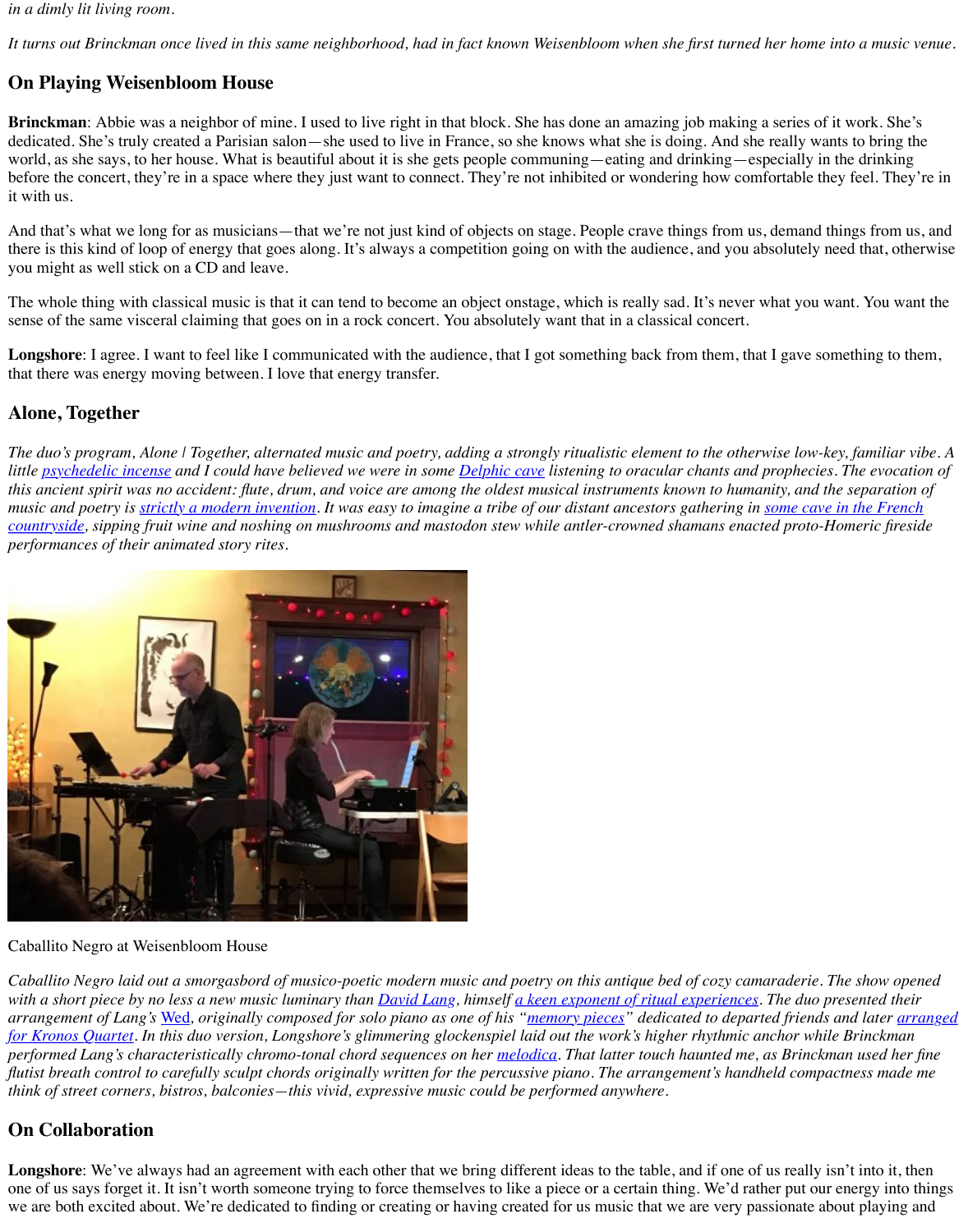*in a dimly lit living room.*

*It turns out Brinckman once lived in this same neighborhood, had in fact known Weisenbloom when she first turned her home into a music venue.*

## On Playing Weisenbloom House

**Brinckman**: Abbie was a neighbor of mine. I used to live right in that block. She has done an amazing job making a series of it work. She's dedicated. She's truly created a Parisian salon—she used to live in France, so she knows what she is doing. And she really wants to bring the world, as she says, to her house. What is beautiful about it is she gets people communing—eating and drinking—especially in the drinking before the concert, they're in a space where they just want to connect. They're not inhibited or wondering how comfortable they feel. They're in it with us.

And that's what we long for as musicians—that we're not just kind of objects on stage. People crave things from us, demand things from us, and there is this kind of loop of energy that goes along. It's always a competition going on with the audience, and you absolutely need that, otherwise you might as well stick on a CD and leave.

The whole thing with classical music is that it can tend to become an object onstage, which is really sad. It's never what you want. You want the sense of the same visceral claiming that goes on in a rock concert. You absolutely want that in a classical concert.

**Longshore**: I agree. I want to feel like I communicated with the audience, that I got something back from them, that I gave something to them, that there was energy moving between. I love that energy transfer.

## Alone, Together

*The duo's program, Alone | Together, alternated music and poetry, adding a strongly ritualistic element to the otherwise low-key, familiar vibe. A little psychedelic incense and I could have believed we were in some Delphic cave listening to oracular chants and prophecies. The evocation of this ancient spirit was no accident: flute, drum, and voice are among the oldest musical instruments known to humanity, and the separation of music and poetry is strictly a modern invention. It was easy to imagine a tribe of our distant ancestors gathering in some cave in the French countryside, sipping fruit wine and noshing on mushrooms and mastodon stew while antler-crowned shamans enacted proto-Homeric fireside performances of their animated story rites.*

Caballito Negro at Weisenbloom House

*Caballito Negro laid out a smorgasbord of musico-poetic modern music and poetry on this antique bed of cozy camaraderie. The show opened with a short piece by no less a new music luminary than David Lang, himself a keen exponent of ritual experiences. The duo presented their arrangement of Lang's Wed, originally composed for solo piano as one of his "memory pieces" dedicated to departed friends and later arranged for Kronos Quartet. In this duo version, Longshore's glimmering glockenspiel laid out the work's higher rhythmic anchor while Brinckman performed Lang's characteristically chromo-tonal chord sequences on her melodica. That latter touch haunted me, as Brinckman used her fine flutist breath control to carefully sculpt chords originally written for the percussive piano. The arrangement's handheld compactness made me think of street corners, bistros, balconies—this vivid, expressive music could be performed anywhere.*

## On Collaboration

**Longshore**: We've always had an agreement with each other that we bring different ideas to the table, and if one of us really isn't into it, then one of us says forget it. It isn't worth someone trying to force themselves to like a piece or a certain thing. We'd rather put our energy into things we are both excited about. We're dedicated to finding or creating or having created for us music that we are very passionate about playing and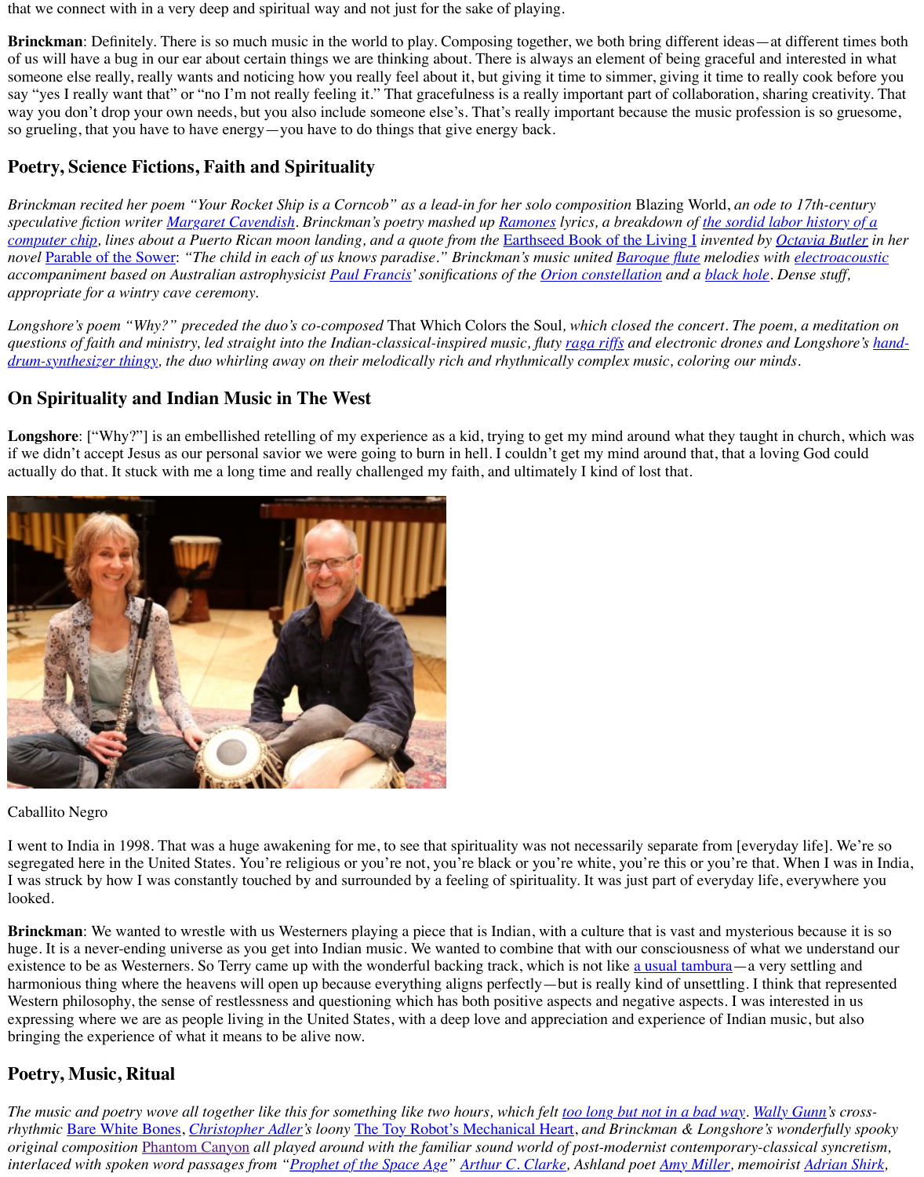that we connect with in a very deep and spiritual way and not just for the sake of playing.

**Brinckman**: Definitely. There is so much music in the world to play. Composing together, we both bring different ideas—at different times both of us will have a bug in our ear about certain things we are thinking about. There is always an element of being graceful and interested in what someone else really, really wants and noticing how you really feel about it, but giving it time to simmer, giving it time to really cook before you say "yes I really want that" or "no I'm not really feeling it." That gracefulness is a really important part of collaboration, sharing creativity. That way you don't drop your own needs, but you also include someone else's. That's really important because the music profession is so gruesome, so grueling, that you have to have energy—you have to do things that give energy back.

## Poetry, Science Fictions, Faith and Spirituality

*Brinckman recited her poem "Your Rocket Ship is a Corncob" as a lead-in for her solo composition* Blazing World, *an ode to 17th-century speculative fiction writer Margaret Cavendish. Brinckman's poetry mashed up Ramones lyrics, a breakdown of the sordid labor history of a computer chip, lines about a Puerto Rican moon landing, and a quote from the* Earthseed Book of the Living I *invented by Octavia Butler in her novel* Parable of the Sower: *"The child in each of us knows paradise." Brinckman's music united Baroque flute melodies with electroacoustic accompaniment based on Australian astrophysicist Paul Francis' sonifications of the Orion constellation and a black hole. Dense stuff, appropriate for a wintry cave ceremony.*

*Longshore's poem "Why?" preceded the duo's co-composed* That Which Colors the Soul, *which closed the concert. The poem, a meditation on questions of faith and ministry, led straight into the Indian-classical-inspired music, fluty raga riffs and electronic drones and Longshore's hand-drum-synthesizer thingy, the duo whirling away on their melodically rich and rhythmically complex music, coloring our minds.*

## On Spirituality and Indian Music in The West

**Longshore**: ["Why?"] is an embellished retelling of my experience as a kid, trying to get my mind around what they taught in church, which was if we didn't accept Jesus as our personal savior we were going to burn in hell. I couldn't get my mind around that, that a loving God could actually do that. It stuck with me a long time and really challenged my faith, and ultimately I kind of lost that.

Caballito Negro

I went to India in 1998. That was a huge awakening for me, to see that spirituality was not necessarily separate from [everyday life]. We're so segregated here in the United States. You're religious or you're not, you're black or you're white, you're this or you're that. When I was in India, I was struck by how I was constantly touched by and surrounded by a feeling of spirituality. It was just part of everyday life, everywhere you looked.

**Brinckman**: We wanted to wrestle with us Westerners playing a piece that is Indian, with a culture that is vast and mysterious because it is so huge. It is a never-ending universe as you get into Indian music. We wanted to combine that with our consciousness of what we understand our existence to be as Westerners. So Terry came up with the wonderful backing track, which is not like a usual tambura—a very settling and harmonious thing where the heavens will open up because everything aligns perfectly—but is really kind of unsettling. I think that represented Western philosophy, the sense of restlessness and questioning which has both positive aspects and negative aspects. I was interested in us expressing where we are as people living in the United States, with a deep love and appreciation and experience of Indian music, but also bringing the experience of what it means to be alive now.

## Poetry, Music, Ritual

*The music and poetry wove all together like this for something like two hours, which felt too long but not in a bad way. Wally Gunn's cross-rhythmic* Bare White Bones, *Christopher Adler's loony* The Toy Robot's Mechanical Heart, *and Brinckman & Longshore's wonderfully spooky original composition* Phantom Canyon *all played around with the familiar sound world of post-modernist contemporary-classical syncretism, interlaced with spoken word passages from "Prophet of the Space Age" Arthur C. Clarke, Ashland poet Amy Miller, memoirist Adrian Shirk,*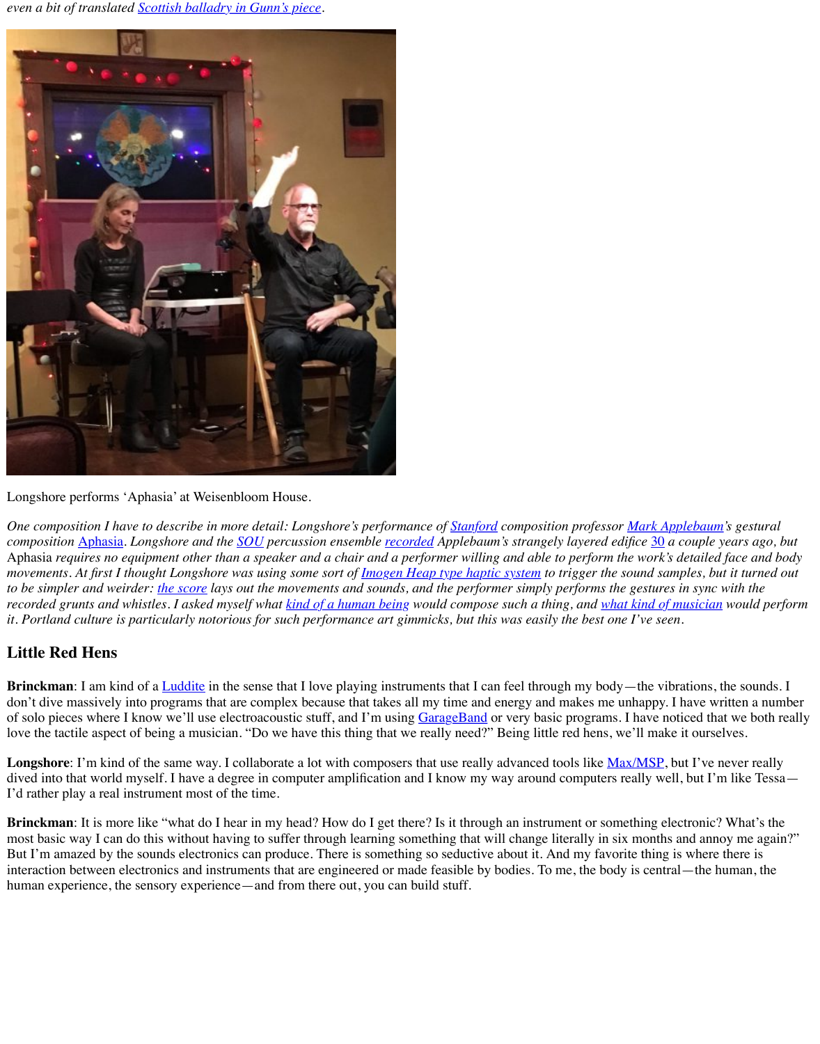*even a bit of translated Scottish balladry in Gunn's piece.*

Longshore performs 'Aphasia' at Weisenbloom House.

*One composition I have to describe in more detail: Longshore's performance of Stanford composition professor Mark Applebaum's gestural composition* Aphasia. *Longshore and the SOU percussion ensemble recorded Applebaum's strangely layered edifice* 30 *a couple years ago, but* Aphasia *requires no equipment other than a speaker and a chair and a performer willing and able to perform the work's detailed face and body movements. At first I thought Longshore was using some sort of Imogen Heap type haptic system to trigger the sound samples, but it turned out to be simpler and weirder: the score lays out the movements and sounds, and the performer simply performs the gestures in sync with the recorded grunts and whistles. I asked myself what kind of a human being would compose such a thing, and what kind of musician would perform it. Portland culture is particularly notorious for such performance art gimmicks, but this was easily the best one I've seen.*

## Little Red Hens

**Brinckman**: I am kind of a Luddite in the sense that I love playing instruments that I can feel through my body—the vibrations, the sounds. I don't dive massively into programs that are complex because that takes all my time and energy and makes me unhappy. I have written a number of solo pieces where I know we'll use electroacoustic stuff, and I'm using GarageBand or very basic programs. I have noticed that we both really love the tactile aspect of being a musician. "Do we have this thing that we really need?" Being little red hens, we'll make it ourselves.

**Longshore**: I'm kind of the same way. I collaborate a lot with composers that use really advanced tools like Max/MSP, but I've never really dived into that world myself. I have a degree in computer amplification and I know my way around computers really well, but I'm like Tessa—I'd rather play a real instrument most of the time.

**Brinckman**: It is more like "what do I hear in my head? How do I get there? Is it through an instrument or something electronic? What's the most basic way I can do this without having to suffer through learning something that will change literally in six months and annoy me again?" But I'm amazed by the sounds electronics can produce. There is something so seductive about it. And my favorite thing is where there is interaction between electronics and instruments that are engineered or made feasible by bodies. To me, the body is central—the human, the human experience, the sensory experience—and from there out, you can build stuff.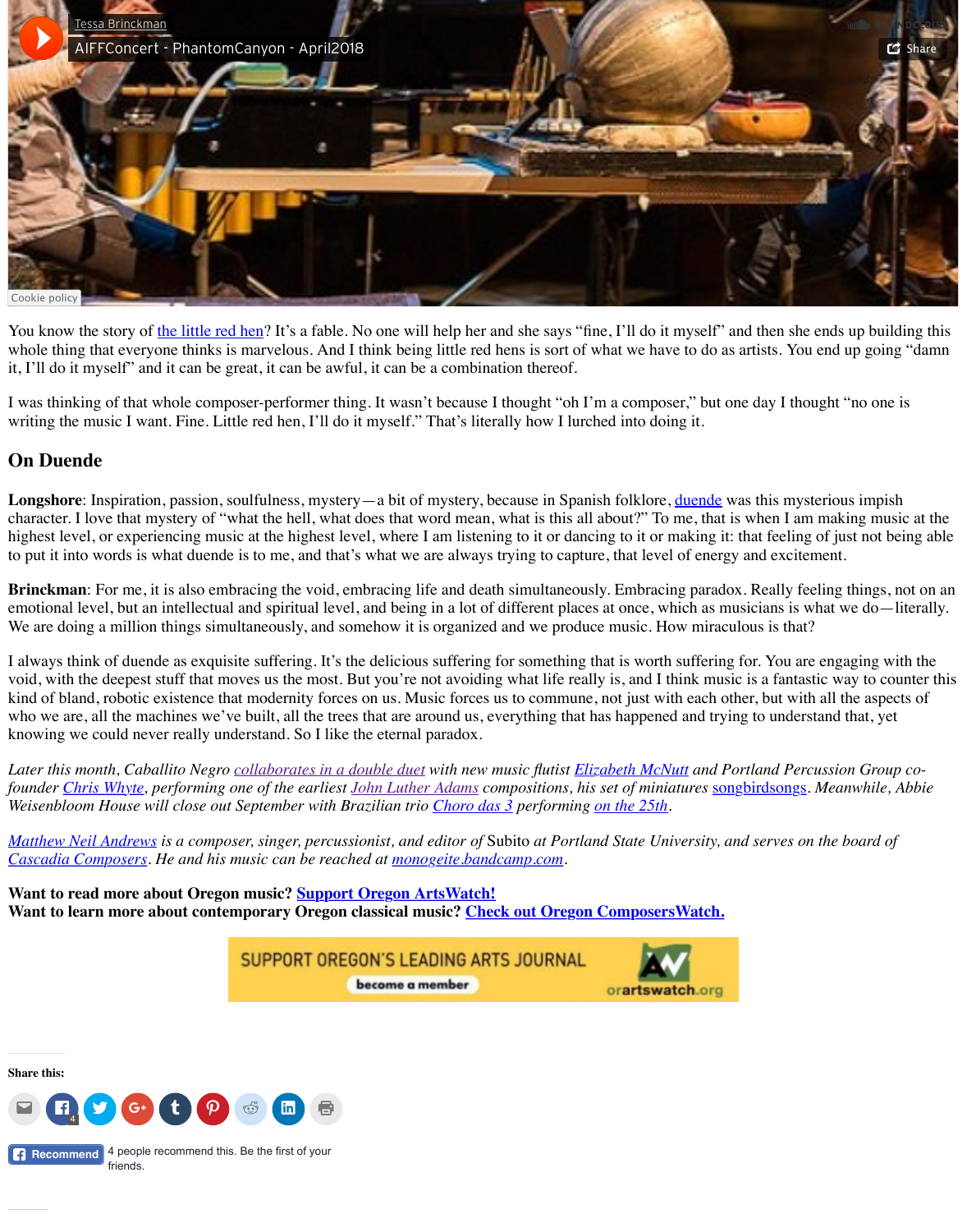You know the story of the little red hen? It's a fable. No one will help her and she says "fine, I'll do it myself" and then she ends up building this whole thing that everyone thinks is marvelous. And I think being little red hens is sort of what we have to do as artists. You end up going "damn it, I'll do it myself" and it can be great, it can be awful, it can be a combination thereof.

I was thinking of that whole composer-performer thing. It wasn't because I thought "oh I'm a composer," but one day I thought "no one is writing the music I want. Fine. Little red hen, I'll do it myself." That's literally how I lurched into doing it.

## On Duende

**Longshore**: Inspiration, passion, soulfulness, mystery—a bit of mystery, because in Spanish folklore, duende was this mysterious impish character. I love that mystery of "what the hell, what does that word mean, what is this all about?" To me, that is when I am making music at the highest level, or experiencing music at the highest level, where I am listening to it or dancing to it or making it: that feeling of just not being able to put it into words is what duende is to me, and that's what we are always trying to capture, that level of energy and excitement.

**Brinckman**: For me, it is also embracing the void, embracing life and death simultaneously. Embracing paradox. Really feeling things, not on an emotional level, but an intellectual and spiritual level, and being in a lot of different places at once, which as musicians is what we do—literally. We are doing a million things simultaneously, and somehow it is organized and we produce music. How miraculous is that?

I always think of duende as exquisite suffering. It's the delicious suffering for something that is worth suffering for. You are engaging with the void, with the deepest stuff that moves us the most. But you're not avoiding what life really is, and I think music is a fantastic way to counter this kind of bland, robotic existence that modernity forces on us. Music forces us to commune, not just with each other, but with all the aspects of who we are, all the machines we've built, all the trees that are around us, everything that has happened and trying to understand that, yet knowing we could never really understand. So I like the eternal paradox.

*Later this month, Caballito Negro collaborates in a double duet with new music flutist Elizabeth McNutt and Portland Percussion Group co-founder Chris Whyte, performing one of the earliest John Luther Adams compositions, his set of miniatures* songbirdsongs*. Meanwhile, Abbie Weisenbloom House will close out September with Brazilian trio Choro das 3 performing on the 25th.*

*Matthew Neil Andrews is a composer, singer, percussionist, and editor of* Subito *at Portland State University, and serves on the board of Cascadia Composers. He and his music can be reached at monogeite.bandcamp.com.*

**Want to read more about Oregon music? Support Oregon ArtsWatch!**
**Want to learn more about contemporary Oregon classical music? Check out Oregon ComposersWatch.**

SUPPORT OREGON'S LEADING ARTS JOURNAL
become a member
orartswatch.org

**Share this:**

Recommend 4 people recommend this. Be the first of your friends.